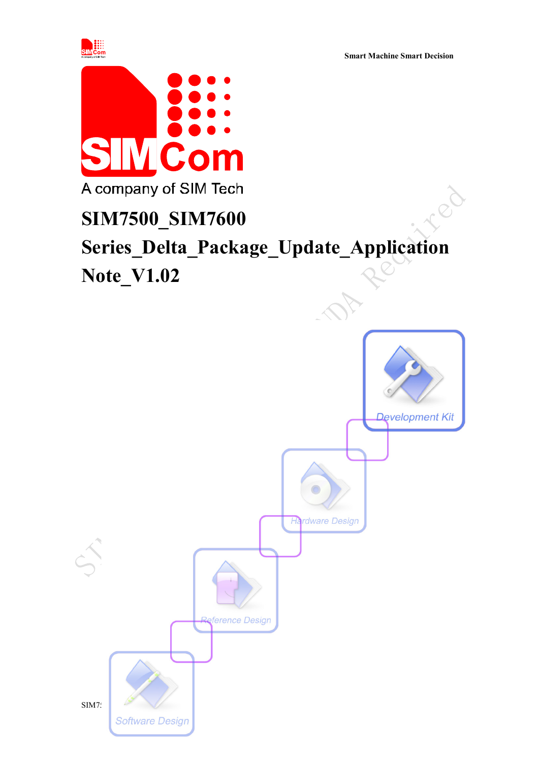Smart Machine Smart Decision

A company of SIM Tech

# SIM7500_SIM7600 Series_Delta_Package_Update_Application Note_V1.02

Development Kit

Hardware Design

Reference Design

Software Design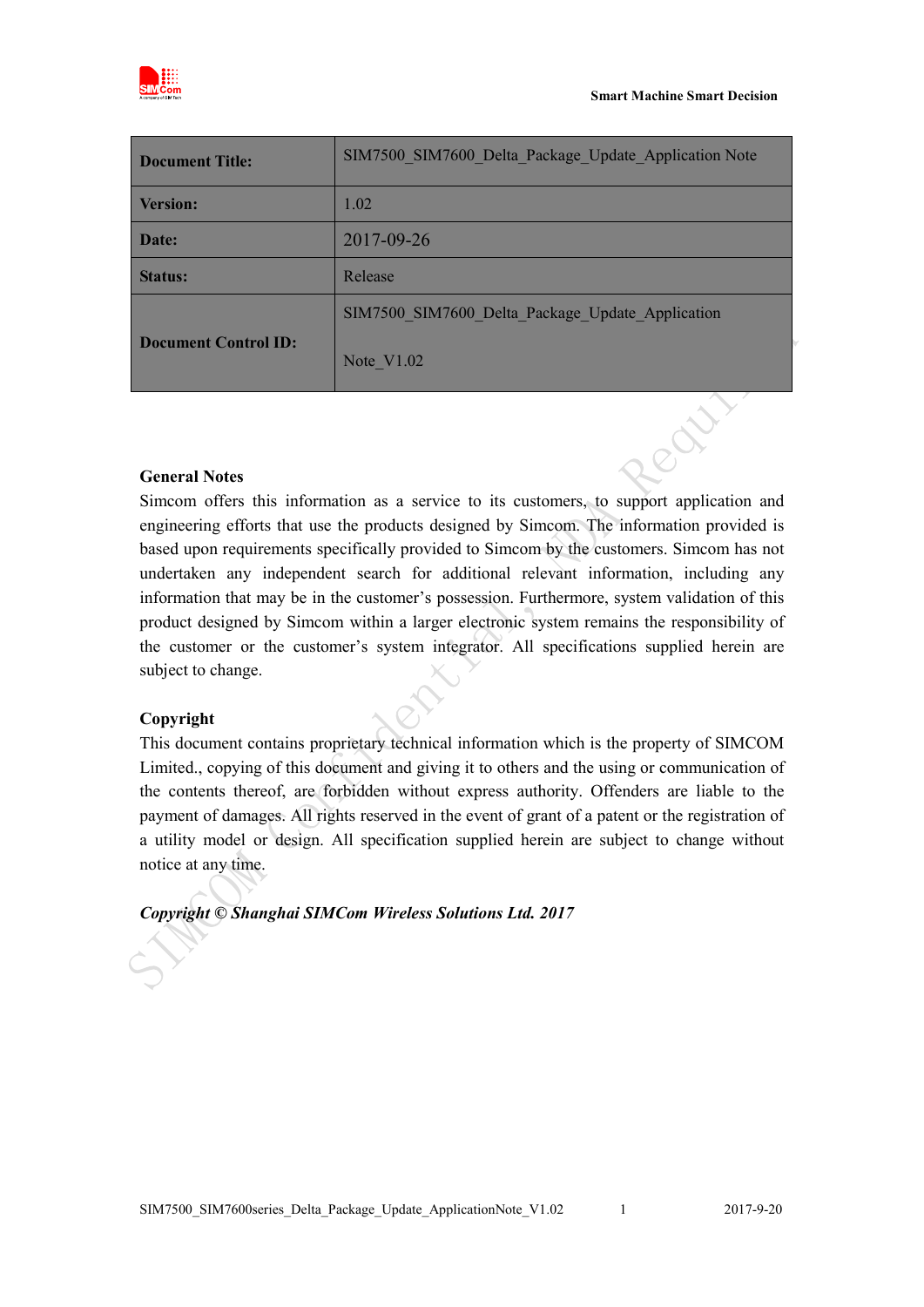| Document Title: | SIM7500_SIM7600_Delta_Package_Update_Application Note |
|---|---|
| Version: | 1.02 |
| Date: | 2017-09-26 |
| Status: | Release |
| Document Control ID: | SIM7500_SIM7600_Delta_Package_Update_Application Note_V1.02 |

**General Notes**

Simcom offers this information as a service to its customers, to support application and engineering efforts that use the products designed by Simcom. The information provided is based upon requirements specifically provided to Simcom by the customers. Simcom has not undertaken any independent search for additional relevant information, including any information that may be in the customer's possession. Furthermore, system validation of this product designed by Simcom within a larger electronic system remains the responsibility of the customer or the customer's system integrator. All specifications supplied herein are subject to change.

**Copyright**

This document contains proprietary technical information which is the property of SIMCOM Limited., copying of this document and giving it to others and the using or communication of the contents thereof, are forbidden without express authority. Offenders are liable to the payment of damages. All rights reserved in the event of grant of a patent or the registration of a utility model or design. All specification supplied herein are subject to change without notice at any time.

***Copyright © Shanghai SIMCom Wireless Solutions Ltd. 2017***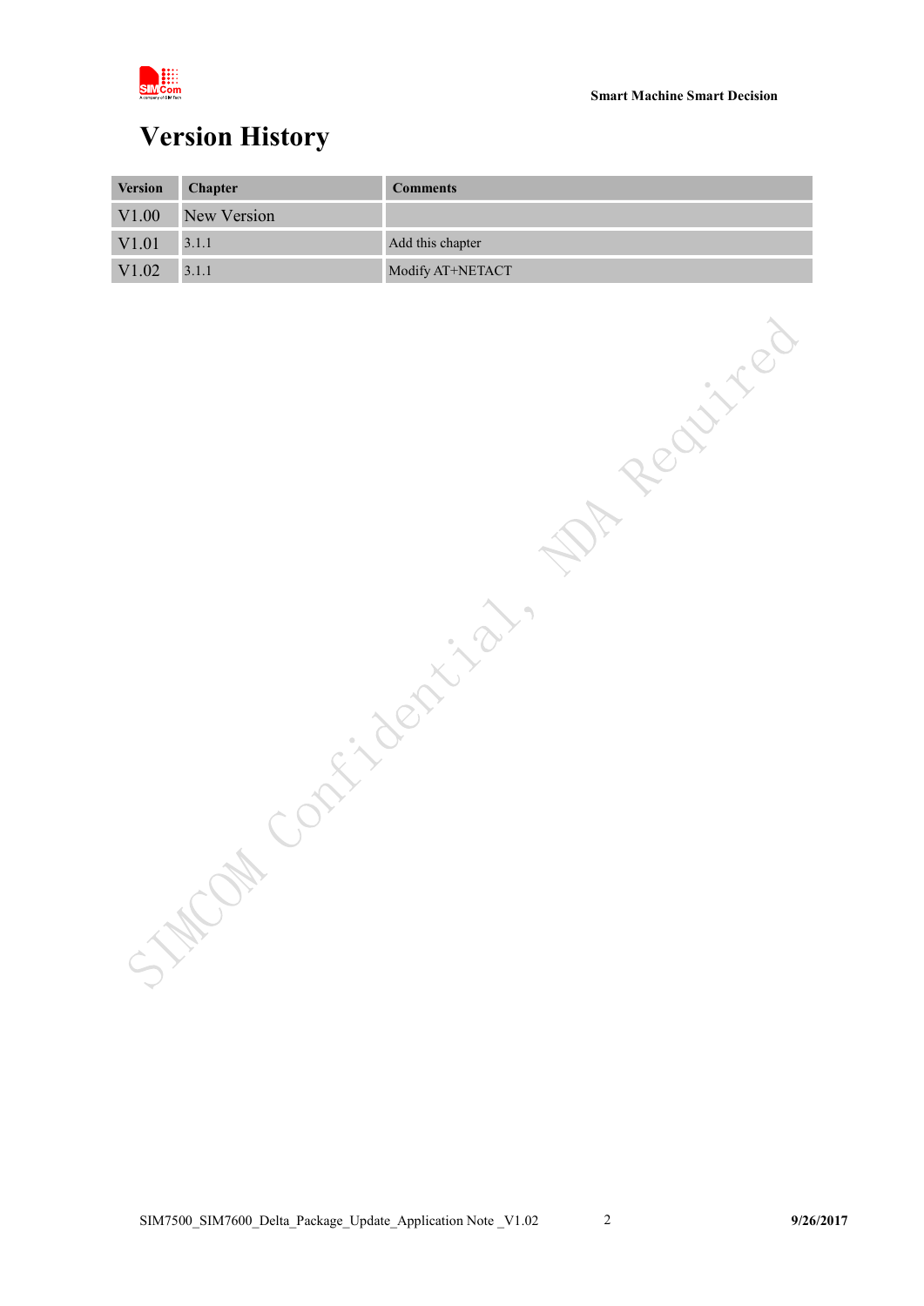# Version History

| Version | Chapter | Comments |
|---|---|---|
| V1.00 | New Version | |
| V1.01 | 3.1.1 | Add this chapter |
| V1.02 | 3.1.1 | Modify AT+NETACT |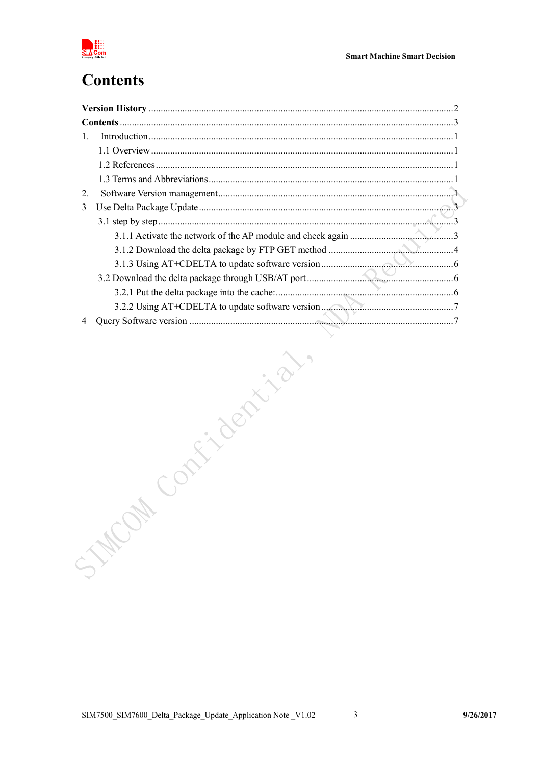# Contents

**Version History** .......................................................................................................................2
**Contents** .....................................................................................................................................3
1. Introduction ..............................................................................................................................1
   1.1 Overview .............................................................................................................................1
   1.2 References ...........................................................................................................................1
   1.3 Terms and Abbreviations .....................................................................................................1
2. Software Version management ..................................................................................................1
3 Use Delta Package Update ...........................................................................................................3
   3.1 step by step ..........................................................................................................................3
      3.1.1 Activate the network of the AP module and check again ..............................................3
      3.1.2 Download the delta package by FTP GET method .........................................................4
      3.1.3 Using AT+CDELTA to update software version ............................................................6
   3.2 Download the delta package through USB/AT port .............................................................6
      3.2.1 Put the delta package into the cache: ...............................................................................6
      3.2.2 Using AT+CDELTA to update software version ............................................................7
4 Query Software version ...............................................................................................................7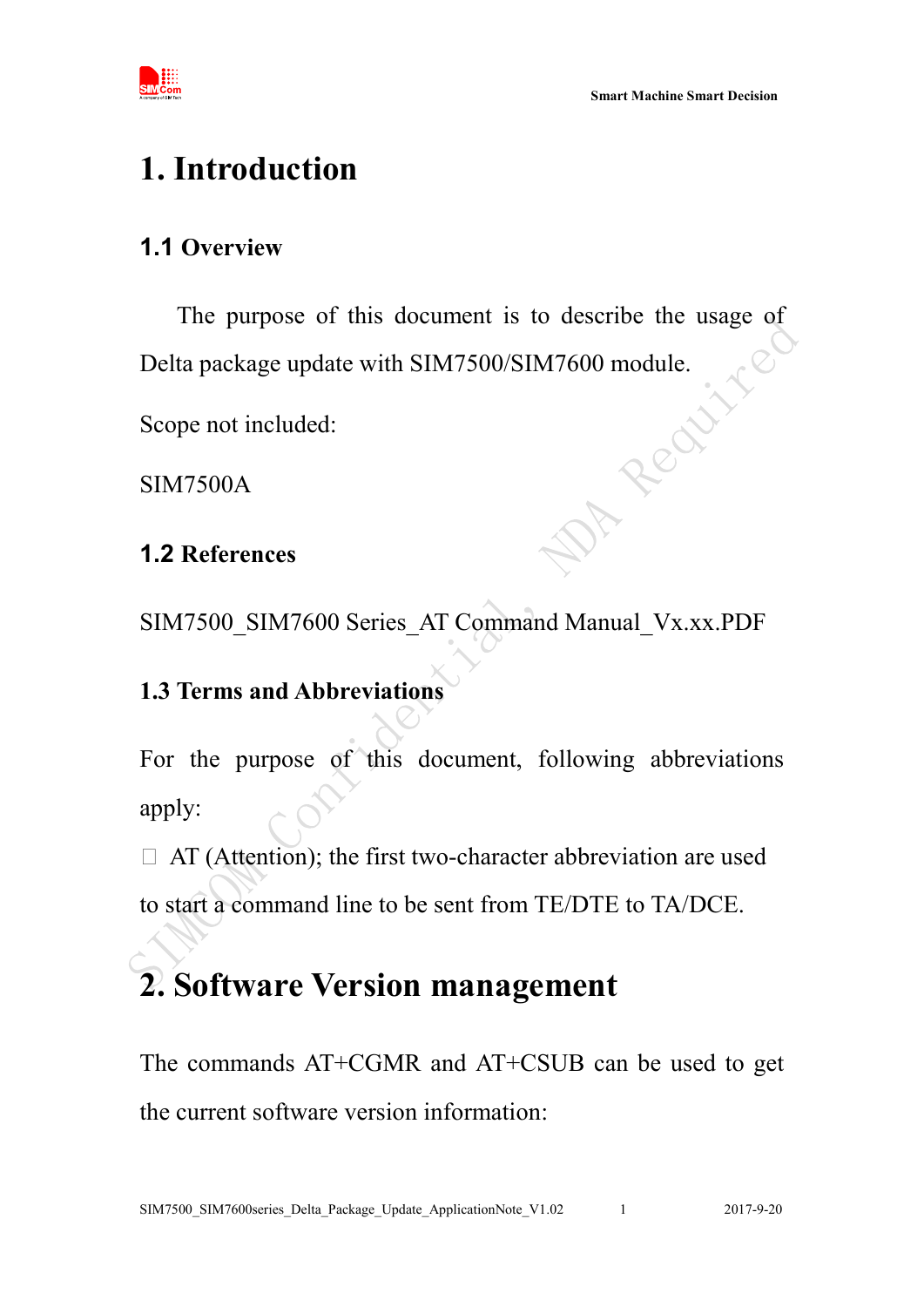# 1. Introduction

## 1.1 Overview

The purpose of this document is to describe the usage of Delta package update with SIM7500/SIM7600 module.

Scope not included:

SIM7500A

## 1.2 References

SIM7500_SIM7600 Series_AT Command Manual_Vx.xx.PDF

## 1.3 Terms and Abbreviations

For the purpose of this document, following abbreviations apply:

- AT (Attention); the first two-character abbreviation are used to start a command line to be sent from TE/DTE to TA/DCE.

# 2. Software Version management

The commands AT+CGMR and AT+CSUB can be used to get the current software version information: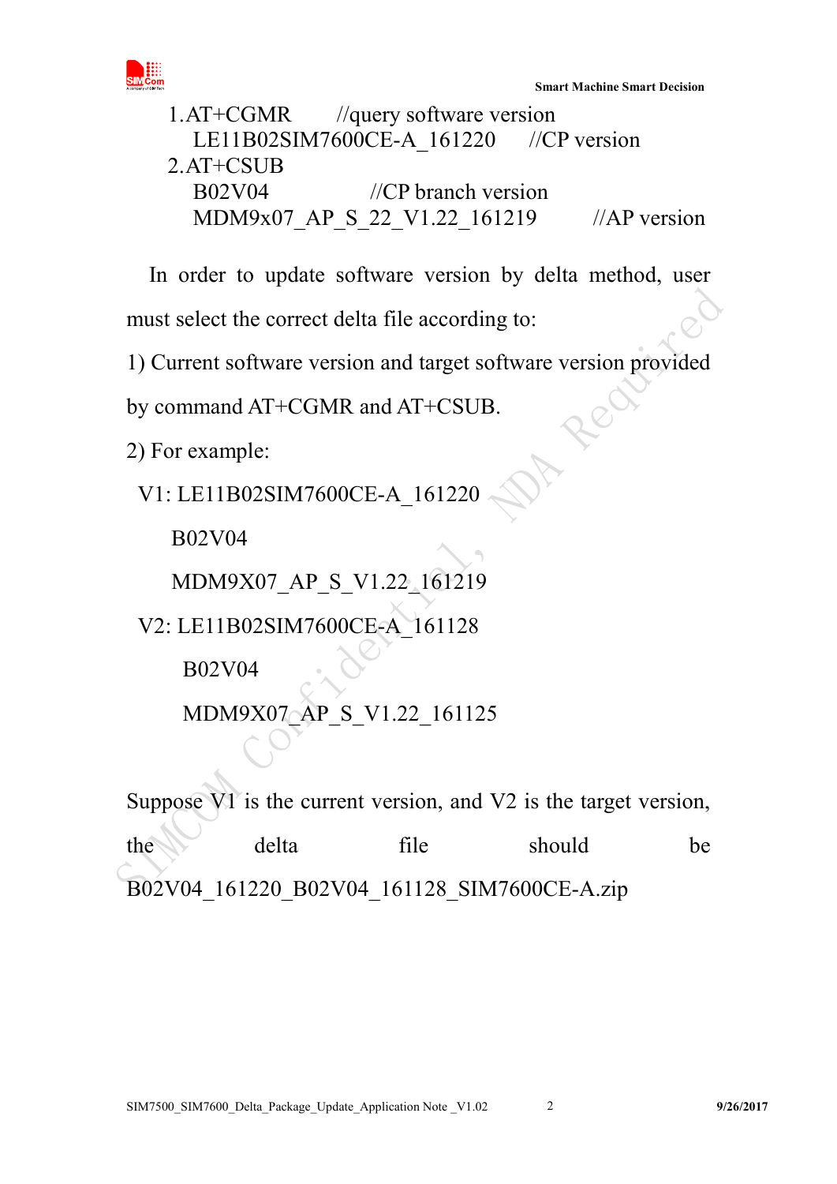1.AT+CGMR //query software version
LE11B02SIM7600CE-A_161220 //CP version
2.AT+CSUB
B02V04 //CP branch version
MDM9x07_AP_S_22_V1.22_161219 //AP version

In order to update software version by delta method, user must select the correct delta file according to:

1) Current software version and target software version provided by command AT+CGMR and AT+CSUB.

2) For example:

V1: LE11B02SIM7600CE-A_161220

B02V04

MDM9X07_AP_S_V1.22_161219

V2: LE11B02SIM7600CE-A_161128

B02V04

MDM9X07_AP_S_V1.22_161125

Suppose V1 is the current version, and V2 is the target version, the delta file should be B02V04_161220_B02V04_161128_SIM7600CE-A.zip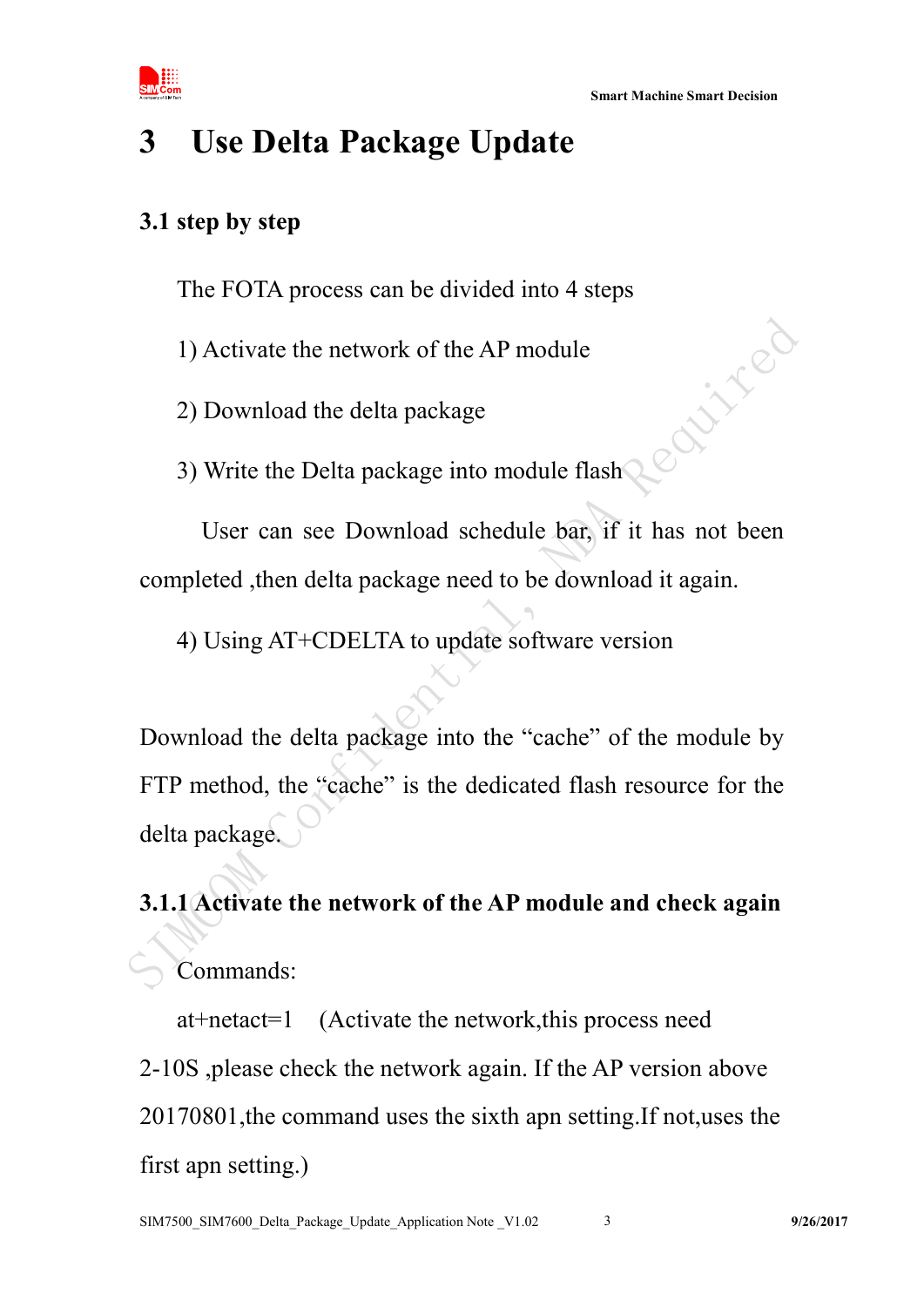# 3 Use Delta Package Update

## 3.1 step by step

The FOTA process can be divided into 4 steps

1) Activate the network of the AP module

2) Download the delta package

3) Write the Delta package into module flash

User can see Download schedule bar, if it has not been completed ,then delta package need to be download it again.

4) Using AT+CDELTA to update software version

Download the delta package into the “cache” of the module by FTP method, the “cache” is the dedicated flash resource for the delta package.

### 3.1.1 Activate the network of the AP module and check again

Commands:

at+netact=1 (Activate the network,this process need 2-10S ,please check the network again. If the AP version above 20170801,the command uses the sixth apn setting.If not,uses the first apn setting.)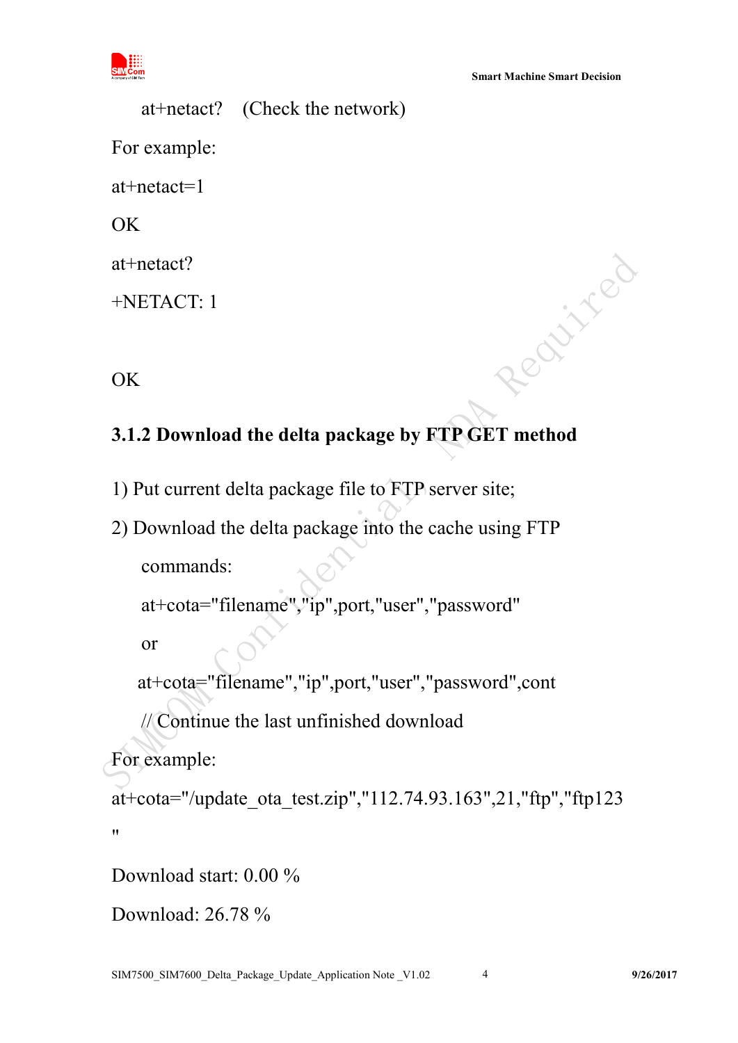at+netact?    (Check the network)

For example:

at+netact=1

OK

at+netact?

+NETACT: 1

OK

### 3.1.2 Download the delta package by FTP GET method

1) Put current delta package file to FTP server site;

2) Download the delta package into the cache using FTP commands:

at+cota="filename","ip",port,"user","password"

or

at+cota="filename","ip",port,"user","password",cont

// Continue the last unfinished download

For example:

at+cota="/update_ota_test.zip","112.74.93.163",21,"ftp","ftp123"

Download start: 0.00 %

Download: 26.78 %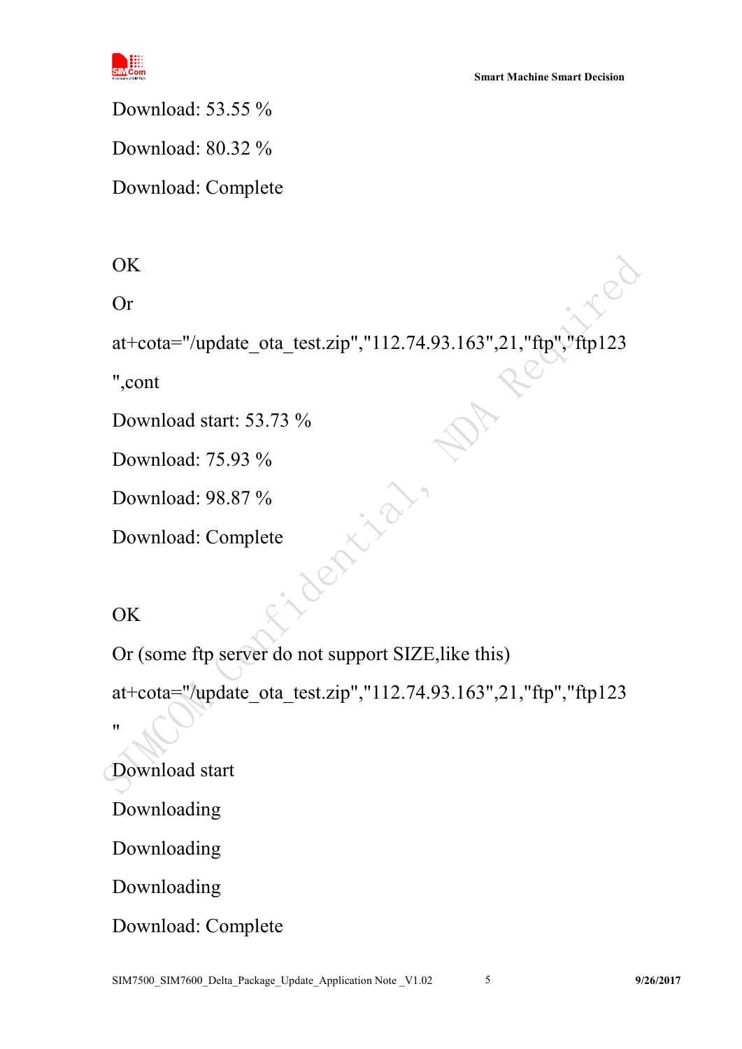Download: 53.55 %

Download: 80.32 %

Download: Complete

OK

Or

at+cota="/update_ota_test.zip","112.74.93.163",21,"ftp","ftp123",cont

Download start: 53.73 %

Download: 75.93 %

Download: 98.87 %

Download: Complete

OK

Or (some ftp server do not support SIZE,like this)

at+cota="/update_ota_test.zip","112.74.93.163",21,"ftp","ftp123"

Download start

Downloading

Downloading

Downloading

Download: Complete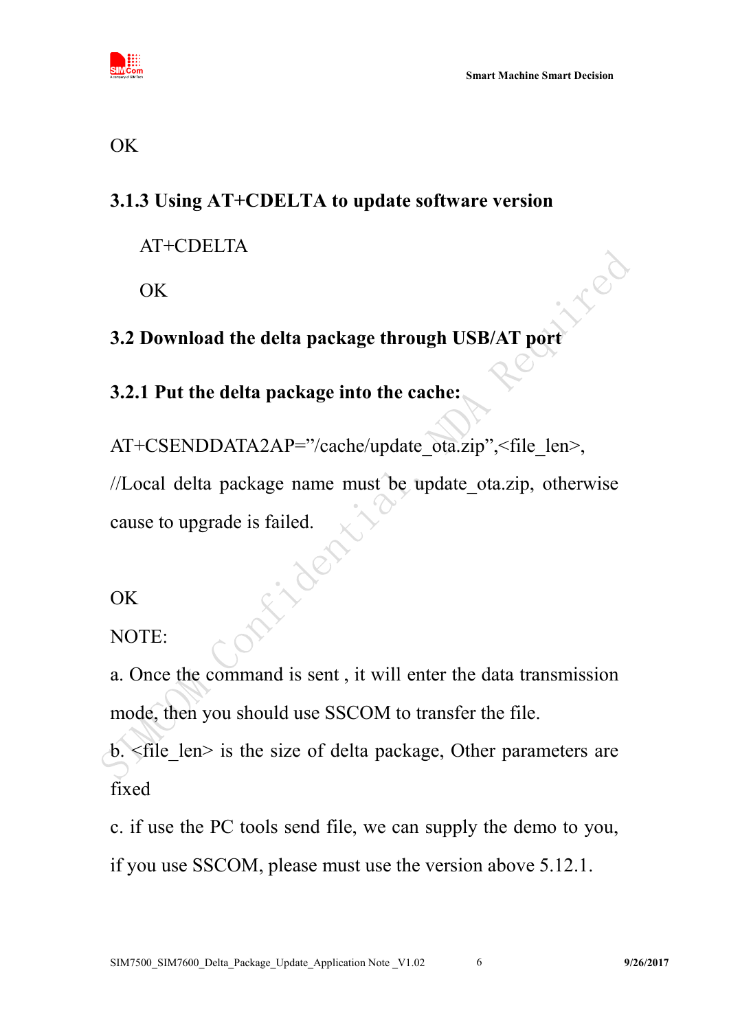OK

### 3.1.3 Using AT+CDELTA to update software version

AT+CDELTA

OK

## 3.2 Download the delta package through USB/AT port

### 3.2.1 Put the delta package into the cache:

AT+CSENDDATA2AP="/cache/update_ota.zip",<file_len>,

//Local delta package name must be update_ota.zip, otherwise cause to upgrade is failed.

OK

NOTE:

a. Once the command is sent , it will enter the data transmission mode, then you should use SSCOM to transfer the file.

b. <file_len> is the size of delta package, Other parameters are fixed

c. if use the PC tools send file, we can supply the demo to you, if you use SSCOM, please must use the version above 5.12.1.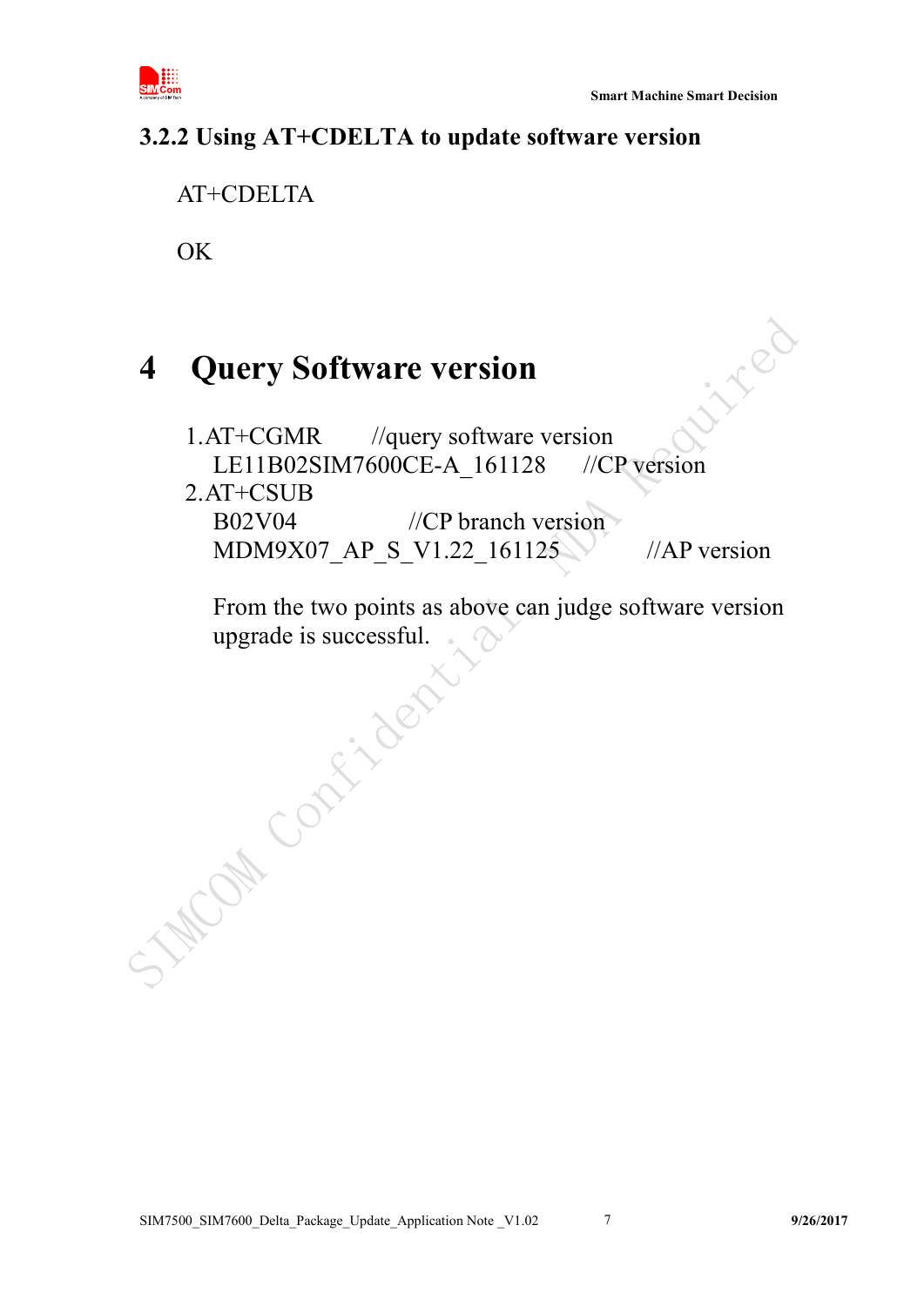### 3.2.2 Using AT+CDELTA to update software version

AT+CDELTA

OK

# 4 Query Software version

1.AT+CGMR //query software version
  LE11B02SIM7600CE-A_161128 //CP version
2.AT+CSUB
  B02V04 //CP branch version
  MDM9X07_AP_S_V1.22_161125 //AP version

From the two points as above can judge software version upgrade is successful.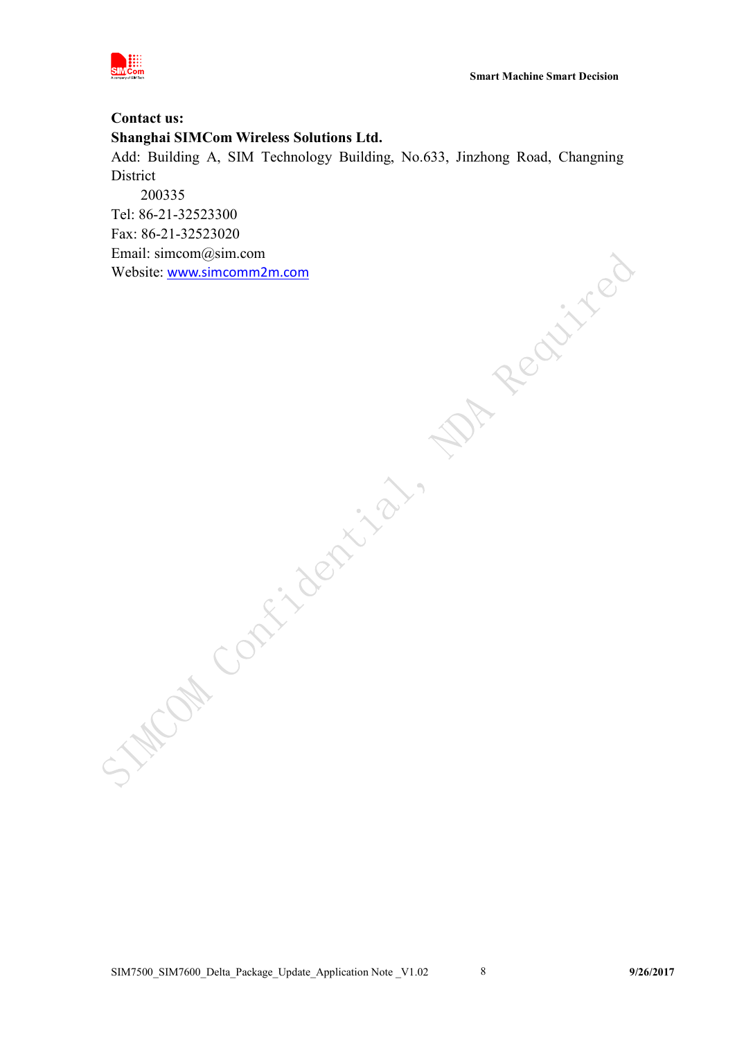**Contact us:**

**Shanghai SIMCom Wireless Solutions Ltd.**

Add: Building A, SIM Technology Building, No.633, Jinzhong Road, Changning District 200335

Tel: 86-21-32523300

Fax: 86-21-32523020

Email: simcom@sim.com

Website: www.simcomm2m.com